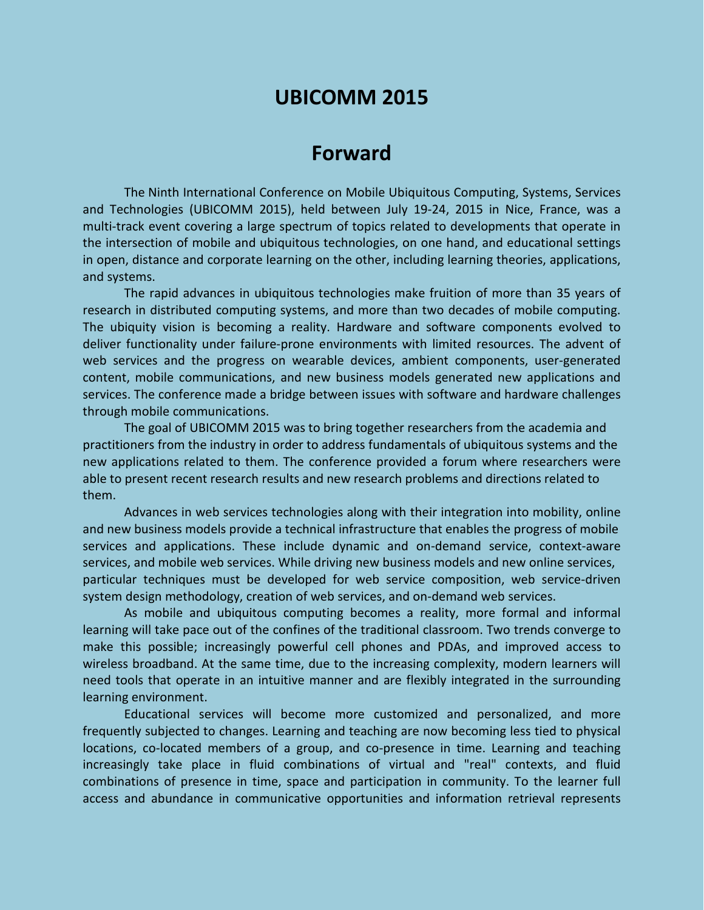# UBICOMM 2015

## Forward

The Ninth International Conference on Mobile Ubiquitous Computing, Systems, Services and Technologies (UBICOMM 2015), held between July 19-24, 2015 in Nice, France, was a multi-track event covering a large spectrum of topics related to developments that operate in the intersection of mobile and ubiquitous technologies, on one hand, and educational settings in open, distance and corporate learning on the other, including learning theories, applications, and systems.

The rapid advances in ubiquitous technologies make fruition of more than 35 years of research in distributed computing systems, and more than two decades of mobile computing. The ubiquity vision is becoming a reality. Hardware and software components evolved to deliver functionality under failure-prone environments with limited resources. The advent of web services and the progress on wearable devices, ambient components, user-generated content, mobile communications, and new business models generated new applications and services. The conference made a bridge between issues with software and hardware challenges through mobile communications.

The goal of UBICOMM 2015 was to bring together researchers from the academia and practitioners from the industry in order to address fundamentals of ubiquitous systems and the new applications related to them. The conference provided a forum where researchers were able to present recent research results and new research problems and directions related to them.

Advances in web services technologies along with their integration into mobility, online and new business models provide a technical infrastructure that enables the progress of mobile services and applications. These include dynamic and on-demand service, context-aware services, and mobile web services. While driving new business models and new online services, particular techniques must be developed for web service composition, web service-driven system design methodology, creation of web services, and on-demand web services.

As mobile and ubiquitous computing becomes a reality, more formal and informal learning will take pace out of the confines of the traditional classroom. Two trends converge to make this possible; increasingly powerful cell phones and PDAs, and improved access to wireless broadband. At the same time, due to the increasing complexity, modern learners will need tools that operate in an intuitive manner and are flexibly integrated in the surrounding learning environment.

Educational services will become more customized and personalized, and more frequently subjected to changes. Learning and teaching are now becoming less tied to physical locations, co-located members of a group, and co-presence in time. Learning and teaching increasingly take place in fluid combinations of virtual and "real" contexts, and fluid combinations of presence in time, space and participation in community. To the learner full access and abundance in communicative opportunities and information retrieval represents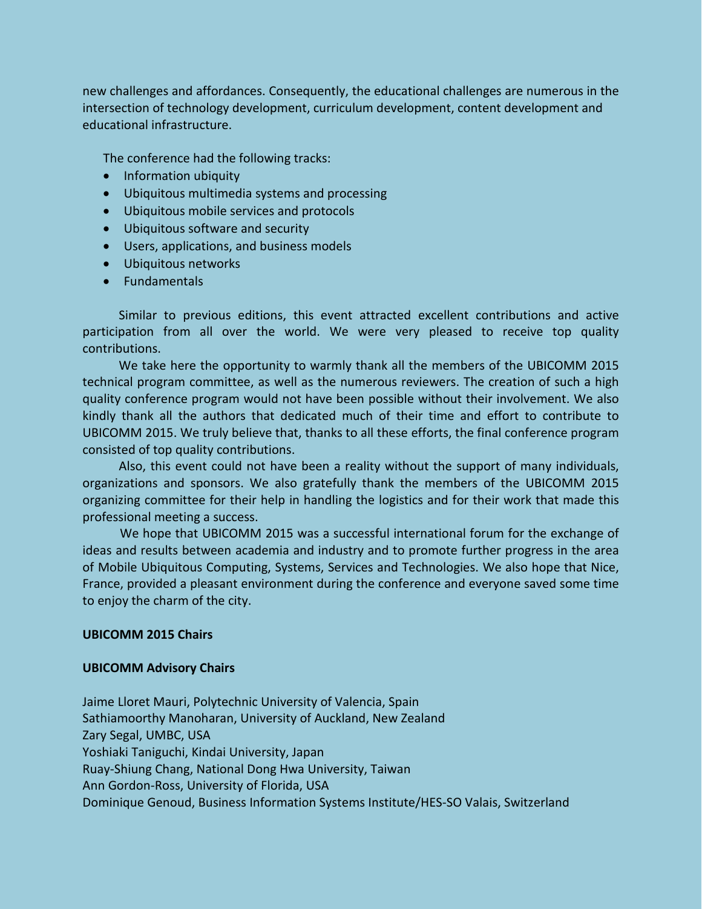new challenges and affordances. Consequently, the educational challenges are numerous in the intersection of technology development, curriculum development, content development and educational infrastructure.

The conference had the following tracks:

- Information ubiquity
- Ubiquitous multimedia systems and processing
- Ubiquitous mobile services and protocols
- Ubiquitous software and security
- Users, applications, and business models
- Ubiquitous networks
- Fundamentals

Similar to previous editions, this event attracted excellent contributions and active participation from all over the world. We were very pleased to receive top quality contributions.

We take here the opportunity to warmly thank all the members of the UBICOMM 2015 technical program committee, as well as the numerous reviewers. The creation of such a high quality conference program would not have been possible without their involvement. We also kindly thank all the authors that dedicated much of their time and effort to contribute to UBICOMM 2015. We truly believe that, thanks to all these efforts, the final conference program consisted of top quality contributions.

Also, this event could not have been a reality without the support of many individuals, organizations and sponsors. We also gratefully thank the members of the UBICOMM 2015 organizing committee for their help in handling the logistics and for their work that made this professional meeting a success.

We hope that UBICOMM 2015 was a successful international forum for the exchange of ideas and results between academia and industry and to promote further progress in the area of Mobile Ubiquitous Computing, Systems, Services and Technologies. We also hope that Nice, France, provided a pleasant environment during the conference and everyone saved some time to enjoy the charm of the city.

**UBICOMM 2015 Chairs**

**UBICOMM Advisory Chairs**

Jaime Lloret Mauri, Polytechnic University of Valencia, Spain
Sathiamoorthy Manoharan, University of Auckland, New Zealand
Zary Segal, UMBC, USA
Yoshiaki Taniguchi, Kindai University, Japan
Ruay-Shiung Chang, National Dong Hwa University, Taiwan
Ann Gordon-Ross, University of Florida, USA
Dominique Genoud, Business Information Systems Institute/HES-SO Valais, Switzerland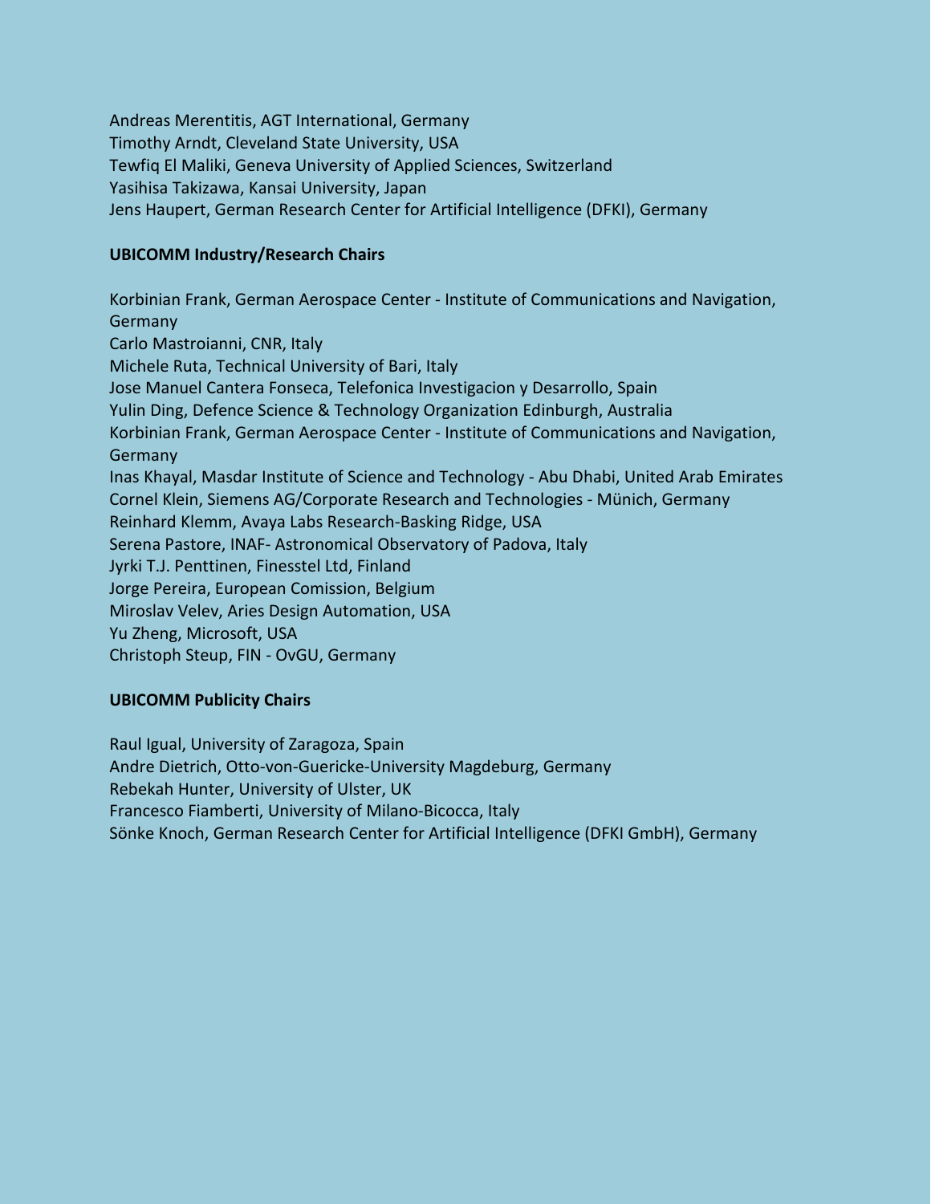Andreas Merentitis, AGT International, Germany
Timothy Arndt, Cleveland State University, USA
Tewfiq El Maliki, Geneva University of Applied Sciences, Switzerland
Yasihisa Takizawa, Kansai University, Japan
Jens Haupert, German Research Center for Artificial Intelligence (DFKI), Germany

**UBICOMM Industry/Research Chairs**

Korbinian Frank, German Aerospace Center - Institute of Communications and Navigation, Germany
Carlo Mastroianni, CNR, Italy
Michele Ruta, Technical University of Bari, Italy
Jose Manuel Cantera Fonseca, Telefonica Investigacion y Desarrollo, Spain
Yulin Ding, Defence Science & Technology Organization Edinburgh, Australia
Korbinian Frank, German Aerospace Center - Institute of Communications and Navigation, Germany
Inas Khayal, Masdar Institute of Science and Technology - Abu Dhabi, United Arab Emirates
Cornel Klein, Siemens AG/Corporate Research and Technologies - Münich, Germany
Reinhard Klemm, Avaya Labs Research-Basking Ridge, USA
Serena Pastore, INAF- Astronomical Observatory of Padova, Italy
Jyrki T.J. Penttinen, Finesstel Ltd, Finland
Jorge Pereira, European Comission, Belgium
Miroslav Velev, Aries Design Automation, USA
Yu Zheng, Microsoft, USA
Christoph Steup, FIN - OvGU, Germany

**UBICOMM Publicity Chairs**

Raul Igual, University of Zaragoza, Spain
Andre Dietrich, Otto-von-Guericke-University Magdeburg, Germany
Rebekah Hunter, University of Ulster, UK
Francesco Fiamberti, University of Milano-Bicocca, Italy
Sönke Knoch, German Research Center for Artificial Intelligence (DFKI GmbH), Germany